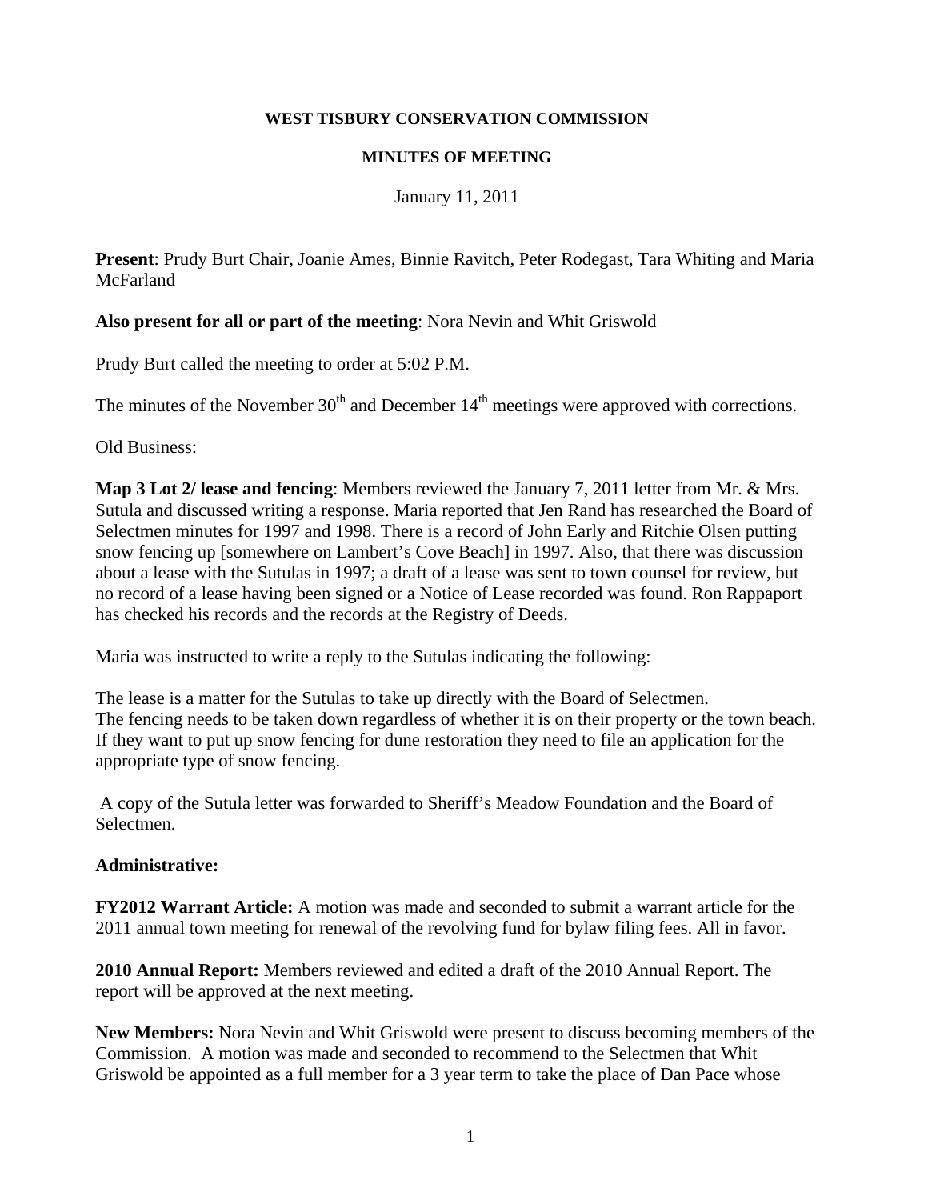**WEST TISBURY CONSERVATION COMMISSION**

**MINUTES OF MEETING**

January 11, 2011

**Present**: Prudy Burt Chair, Joanie Ames, Binnie Ravitch, Peter Rodegast, Tara Whiting and Maria McFarland

**Also present for all or part of the meeting**: Nora Nevin and Whit Griswold

Prudy Burt called the meeting to order at 5:02 P.M.

The minutes of the November 30th and December 14th meetings were approved with corrections.

Old Business:

**Map 3 Lot 2/ lease and fencing**: Members reviewed the January 7, 2011 letter from Mr. & Mrs. Sutula and discussed writing a response. Maria reported that Jen Rand has researched the Board of Selectmen minutes for 1997 and 1998. There is a record of John Early and Ritchie Olsen putting snow fencing up [somewhere on Lambert's Cove Beach] in 1997. Also, that there was discussion about a lease with the Sutulas in 1997; a draft of a lease was sent to town counsel for review, but no record of a lease having been signed or a Notice of Lease recorded was found. Ron Rappaport has checked his records and the records at the Registry of Deeds.

Maria was instructed to write a reply to the Sutulas indicating the following:

The lease is a matter for the Sutulas to take up directly with the Board of Selectmen.
The fencing needs to be taken down regardless of whether it is on their property or the town beach.
If they want to put up snow fencing for dune restoration they need to file an application for the appropriate type of snow fencing.

A copy of the Sutula letter was forwarded to Sheriff's Meadow Foundation and the Board of Selectmen.

**Administrative:**

**FY2012 Warrant Article:** A motion was made and seconded to submit a warrant article for the 2011 annual town meeting for renewal of the revolving fund for bylaw filing fees. All in favor.

**2010 Annual Report:** Members reviewed and edited a draft of the 2010 Annual Report. The report will be approved at the next meeting.

**New Members:** Nora Nevin and Whit Griswold were present to discuss becoming members of the Commission. A motion was made and seconded to recommend to the Selectmen that Whit Griswold be appointed as a full member for a 3 year term to take the place of Dan Pace whose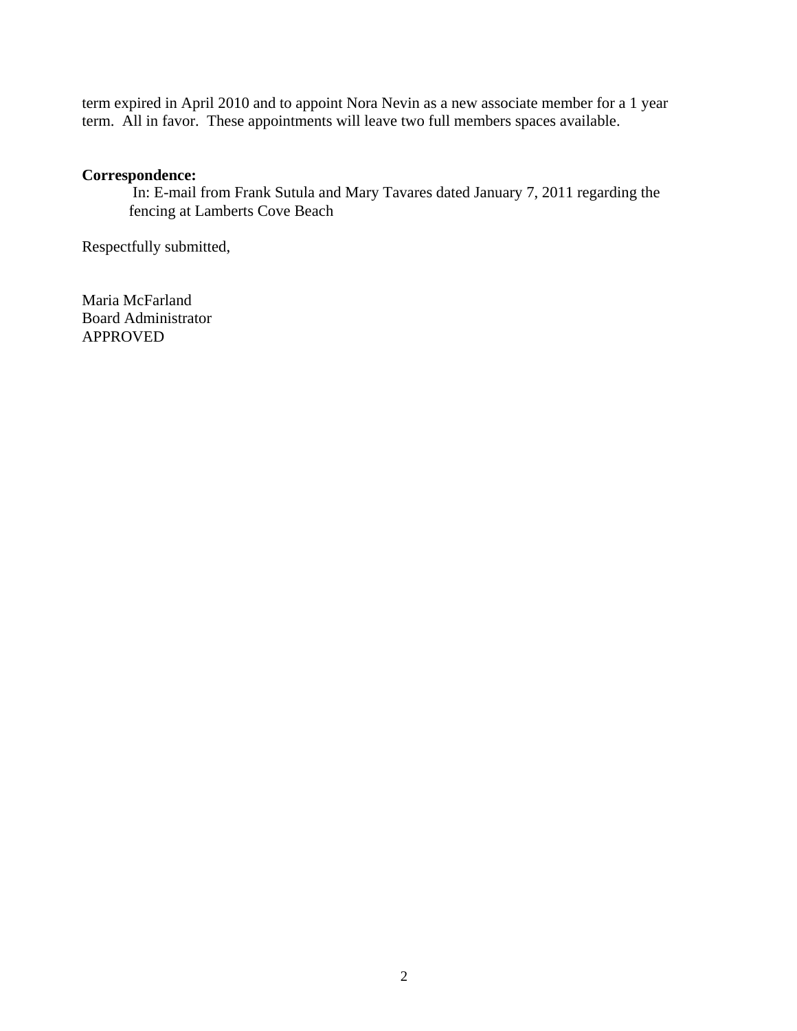term expired in April 2010 and to appoint Nora Nevin as a new associate member for a 1 year term. All in favor. These appointments will leave two full members spaces available.

**Correspondence:**

In: E-mail from Frank Sutula and Mary Tavares dated January 7, 2011 regarding the fencing at Lamberts Cove Beach

Respectfully submitted,

Maria McFarland
Board Administrator
APPROVED